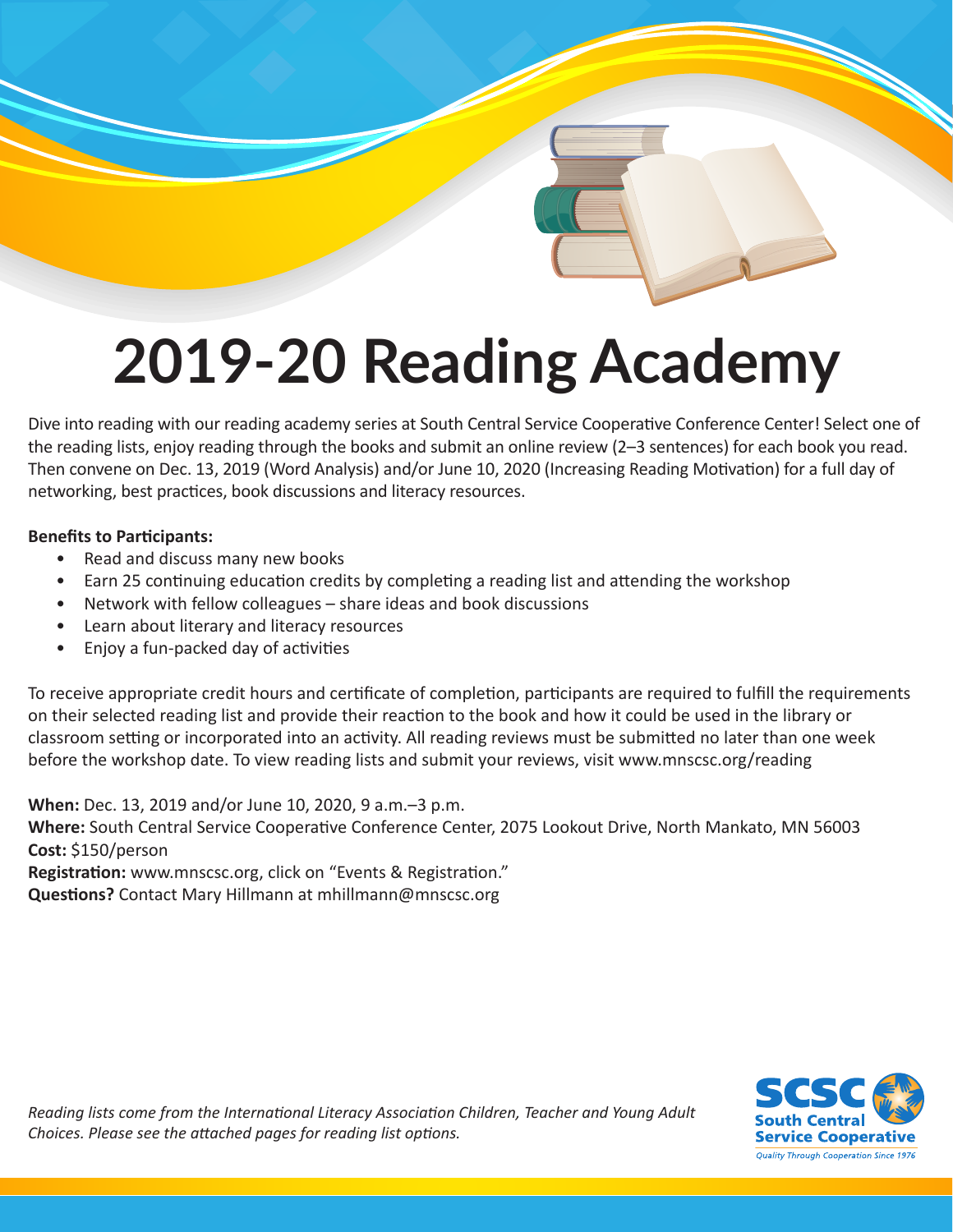# 2019-20 Reading Academy

Dive into reading with our reading academy series at South Central Service Cooperative Conference Center! Select one of the reading lists, enjoy reading through the books and submit an online review (2–3 sentences) for each book you read. Then convene on Dec. 13, 2019 (Word Analysis) and/or June 10, 2020 (Increasing Reading Motivation) for a full day of networking, best practices, book discussions and literacy resources.

**Benefits to Participants:**

- Read and discuss many new books
- Earn 25 continuing education credits by completing a reading list and attending the workshop
- Network with fellow colleagues – share ideas and book discussions
- Learn about literary and literacy resources
- Enjoy a fun-packed day of activities

To receive appropriate credit hours and certificate of completion, participants are required to fulfill the requirements on their selected reading list and provide their reaction to the book and how it could be used in the library or classroom setting or incorporated into an activity. All reading reviews must be submitted no later than one week before the workshop date. To view reading lists and submit your reviews, visit www.mnscsc.org/reading

**When:** Dec. 13, 2019 and/or June 10, 2020, 9 a.m.–3 p.m.
**Where:** South Central Service Cooperative Conference Center, 2075 Lookout Drive, North Mankato, MN 56003
**Cost:** $150/person
**Registration:** www.mnscsc.org, click on "Events & Registration."
**Questions?** Contact Mary Hillmann at mhillmann@mnscsc.org

*Reading lists come from the International Literacy Association Children, Teacher and Young Adult Choices. Please see the attached pages for reading list options.*

SCSC
South Central Service Cooperative
*Quality Through Cooperation Since 1976*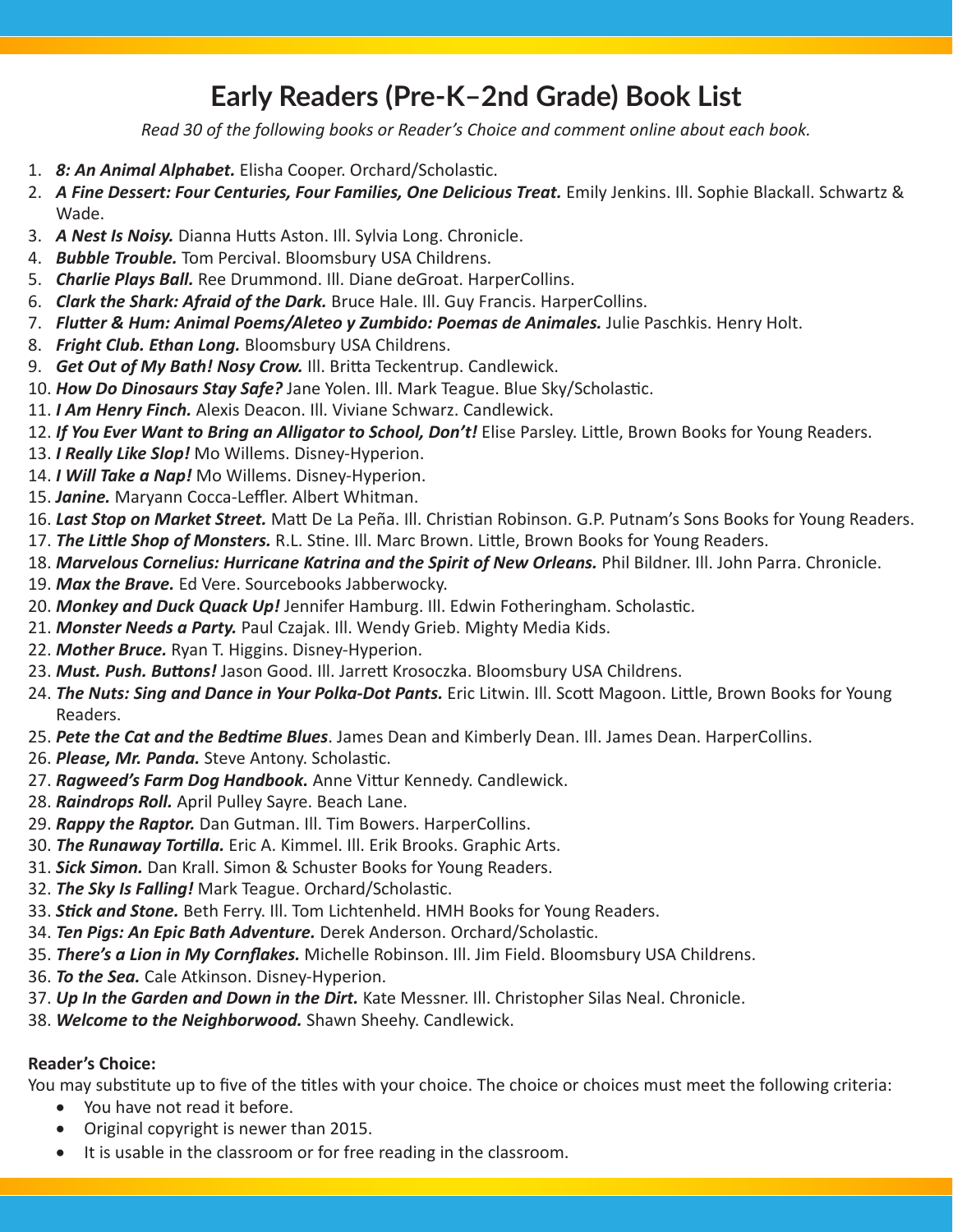# Early Readers (Pre-K–2nd Grade) Book List

*Read 30 of the following books or Reader's Choice and comment online about each book.*

1. ***8: An Animal Alphabet.*** Elisha Cooper. Orchard/Scholastic.
2. ***A Fine Dessert: Four Centuries, Four Families, One Delicious Treat.*** Emily Jenkins. Ill. Sophie Blackall. Schwartz & Wade.
3. ***A Nest Is Noisy.*** Dianna Hutts Aston. Ill. Sylvia Long. Chronicle.
4. ***Bubble Trouble.*** Tom Percival. Bloomsbury USA Childrens.
5. ***Charlie Plays Ball.*** Ree Drummond. Ill. Diane deGroat. HarperCollins.
6. ***Clark the Shark: Afraid of the Dark.*** Bruce Hale. Ill. Guy Francis. HarperCollins.
7. ***Flutter & Hum: Animal Poems/Aleteo y Zumbido: Poemas de Animales.*** Julie Paschkis. Henry Holt.
8. ***Fright Club. Ethan Long.*** Bloomsbury USA Childrens.
9. ***Get Out of My Bath! Nosy Crow.*** Ill. Britta Teckentrup. Candlewick.
10. ***How Do Dinosaurs Stay Safe?*** Jane Yolen. Ill. Mark Teague. Blue Sky/Scholastic.
11. ***I Am Henry Finch.*** Alexis Deacon. Ill. Viviane Schwarz. Candlewick.
12. ***If You Ever Want to Bring an Alligator to School, Don't!*** Elise Parsley. Little, Brown Books for Young Readers.
13. ***I Really Like Slop!*** Mo Willems. Disney-Hyperion.
14. ***I Will Take a Nap!*** Mo Willems. Disney-Hyperion.
15. ***Janine.*** Maryann Cocca-Leffler. Albert Whitman.
16. ***Last Stop on Market Street.*** Matt De La Peña. Ill. Christian Robinson. G.P. Putnam's Sons Books for Young Readers.
17. ***The Little Shop of Monsters.*** R.L. Stine. Ill. Marc Brown. Little, Brown Books for Young Readers.
18. ***Marvelous Cornelius: Hurricane Katrina and the Spirit of New Orleans.*** Phil Bildner. Ill. John Parra. Chronicle.
19. ***Max the Brave.*** Ed Vere. Sourcebooks Jabberwocky.
20. ***Monkey and Duck Quack Up!*** Jennifer Hamburg. Ill. Edwin Fotheringham. Scholastic.
21. ***Monster Needs a Party.*** Paul Czajak. Ill. Wendy Grieb. Mighty Media Kids.
22. ***Mother Bruce.*** Ryan T. Higgins. Disney-Hyperion.
23. ***Must. Push. Buttons!*** Jason Good. Ill. Jarrett Krosoczka. Bloomsbury USA Childrens.
24. ***The Nuts: Sing and Dance in Your Polka-Dot Pants.*** Eric Litwin. Ill. Scott Magoon. Little, Brown Books for Young Readers.
25. ***Pete the Cat and the Bedtime Blues***. James Dean and Kimberly Dean. Ill. James Dean. HarperCollins.
26. ***Please, Mr. Panda.*** Steve Antony. Scholastic.
27. ***Ragweed's Farm Dog Handbook.*** Anne Vittur Kennedy. Candlewick.
28. ***Raindrops Roll.*** April Pulley Sayre. Beach Lane.
29. ***Rappy the Raptor.*** Dan Gutman. Ill. Tim Bowers. HarperCollins.
30. ***The Runaway Tortilla.*** Eric A. Kimmel. Ill. Erik Brooks. Graphic Arts.
31. ***Sick Simon.*** Dan Krall. Simon & Schuster Books for Young Readers.
32. ***The Sky Is Falling!*** Mark Teague. Orchard/Scholastic.
33. ***Stick and Stone.*** Beth Ferry. Ill. Tom Lichtenheld. HMH Books for Young Readers.
34. ***Ten Pigs: An Epic Bath Adventure.*** Derek Anderson. Orchard/Scholastic.
35. ***There's a Lion in My Cornflakes.*** Michelle Robinson. Ill. Jim Field. Bloomsbury USA Childrens.
36. ***To the Sea.*** Cale Atkinson. Disney-Hyperion.
37. ***Up In the Garden and Down in the Dirt.*** Kate Messner. Ill. Christopher Silas Neal. Chronicle.
38. ***Welcome to the Neighborwood.*** Shawn Sheehy. Candlewick.

**Reader's Choice:**

You may substitute up to five of the titles with your choice. The choice or choices must meet the following criteria:

- You have not read it before.
- Original copyright is newer than 2015.
- It is usable in the classroom or for free reading in the classroom.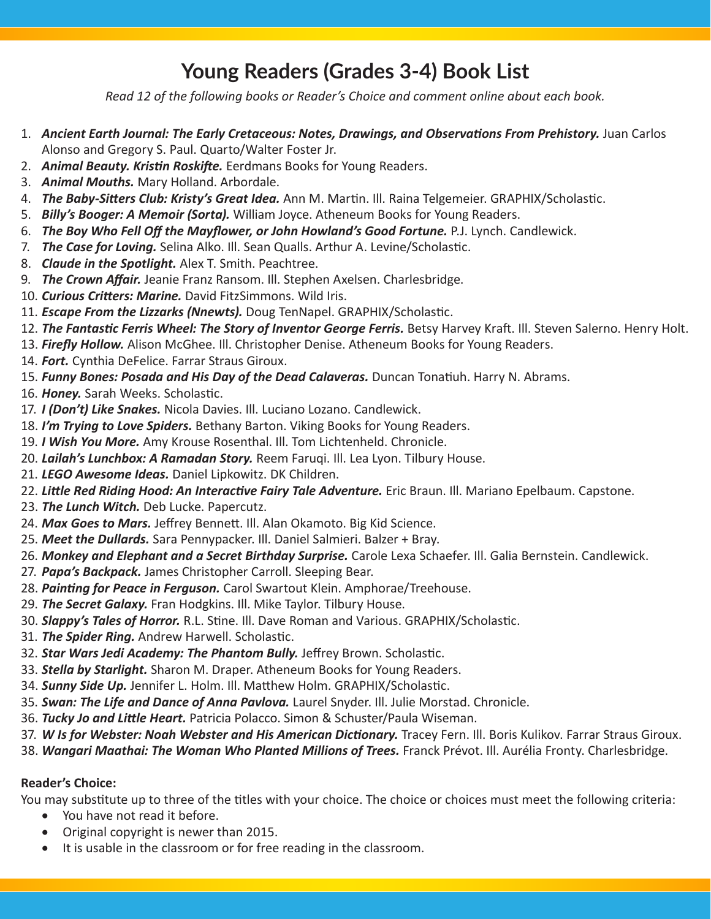# Young Readers (Grades 3-4) Book List

*Read 12 of the following books or Reader's Choice and comment online about each book.*

1. ***Ancient Earth Journal: The Early Cretaceous: Notes, Drawings, and Observations From Prehistory.*** Juan Carlos Alonso and Gregory S. Paul. Quarto/Walter Foster Jr.
2. ***Animal Beauty. Kristin Roskifte.*** Eerdmans Books for Young Readers.
3. ***Animal Mouths.*** Mary Holland. Arbordale.
4. ***The Baby-Sitters Club: Kristy's Great Idea.*** Ann M. Martin. Ill. Raina Telgemeier. GRAPHIX/Scholastic.
5. ***Billy's Booger: A Memoir (Sorta).*** William Joyce. Atheneum Books for Young Readers.
6. ***The Boy Who Fell Off the Mayflower, or John Howland's Good Fortune.*** P.J. Lynch. Candlewick.
7. ***The Case for Loving.*** Selina Alko. Ill. Sean Qualls. Arthur A. Levine/Scholastic.
8. ***Claude in the Spotlight.*** Alex T. Smith. Peachtree.
9. ***The Crown Affair.*** Jeanie Franz Ransom. Ill. Stephen Axelsen. Charlesbridge.
10. ***Curious Critters: Marine.*** David FitzSimmons. Wild Iris.
11. ***Escape From the Lizzarks (Nnewts).*** Doug TenNapel. GRAPHIX/Scholastic.
12. ***The Fantastic Ferris Wheel: The Story of Inventor George Ferris.*** Betsy Harvey Kraft. Ill. Steven Salerno. Henry Holt.
13. ***Firefly Hollow.*** Alison McGhee. Ill. Christopher Denise. Atheneum Books for Young Readers.
14. ***Fort.*** Cynthia DeFelice. Farrar Straus Giroux.
15. ***Funny Bones: Posada and His Day of the Dead Calaveras.*** Duncan Tonatiuh. Harry N. Abrams.
16. ***Honey.*** Sarah Weeks. Scholastic.
17. ***I (Don't) Like Snakes.*** Nicola Davies. Ill. Luciano Lozano. Candlewick.
18. ***I'm Trying to Love Spiders.*** Bethany Barton. Viking Books for Young Readers.
19. ***I Wish You More.*** Amy Krouse Rosenthal. Ill. Tom Lichtenheld. Chronicle.
20. ***Lailah's Lunchbox: A Ramadan Story.*** Reem Faruqi. Ill. Lea Lyon. Tilbury House.
21. ***LEGO Awesome Ideas.*** Daniel Lipkowitz. DK Children.
22. ***Little Red Riding Hood: An Interactive Fairy Tale Adventure.*** Eric Braun. Ill. Mariano Epelbaum. Capstone.
23. ***The Lunch Witch.*** Deb Lucke. Papercutz.
24. ***Max Goes to Mars.*** Jeffrey Bennett. Ill. Alan Okamoto. Big Kid Science.
25. ***Meet the Dullards.*** Sara Pennypacker. Ill. Daniel Salmieri. Balzer + Bray.
26. ***Monkey and Elephant and a Secret Birthday Surprise.*** Carole Lexa Schaefer. Ill. Galia Bernstein. Candlewick.
27. ***Papa's Backpack.*** James Christopher Carroll. Sleeping Bear.
28. ***Painting for Peace in Ferguson.*** Carol Swartout Klein. Amphorae/Treehouse.
29. ***The Secret Galaxy.*** Fran Hodgkins. Ill. Mike Taylor. Tilbury House.
30. ***Slappy's Tales of Horror.*** R.L. Stine. Ill. Dave Roman and Various. GRAPHIX/Scholastic.
31. ***The Spider Ring.*** Andrew Harwell. Scholastic.
32. ***Star Wars Jedi Academy: The Phantom Bully.*** Jeffrey Brown. Scholastic.
33. ***Stella by Starlight.*** Sharon M. Draper. Atheneum Books for Young Readers.
34. ***Sunny Side Up.*** Jennifer L. Holm. Ill. Matthew Holm. GRAPHIX/Scholastic.
35. ***Swan: The Life and Dance of Anna Pavlova.*** Laurel Snyder. Ill. Julie Morstad. Chronicle.
36. ***Tucky Jo and Little Heart.*** Patricia Polacco. Simon & Schuster/Paula Wiseman.
37. ***W Is for Webster: Noah Webster and His American Dictionary.*** Tracey Fern. Ill. Boris Kulikov. Farrar Straus Giroux.
38. ***Wangari Maathai: The Woman Who Planted Millions of Trees.*** Franck Prévot. Ill. Aurélia Fronty. Charlesbridge.

**Reader's Choice:**

You may substitute up to three of the titles with your choice. The choice or choices must meet the following criteria:

- You have not read it before.
- Original copyright is newer than 2015.
- It is usable in the classroom or for free reading in the classroom.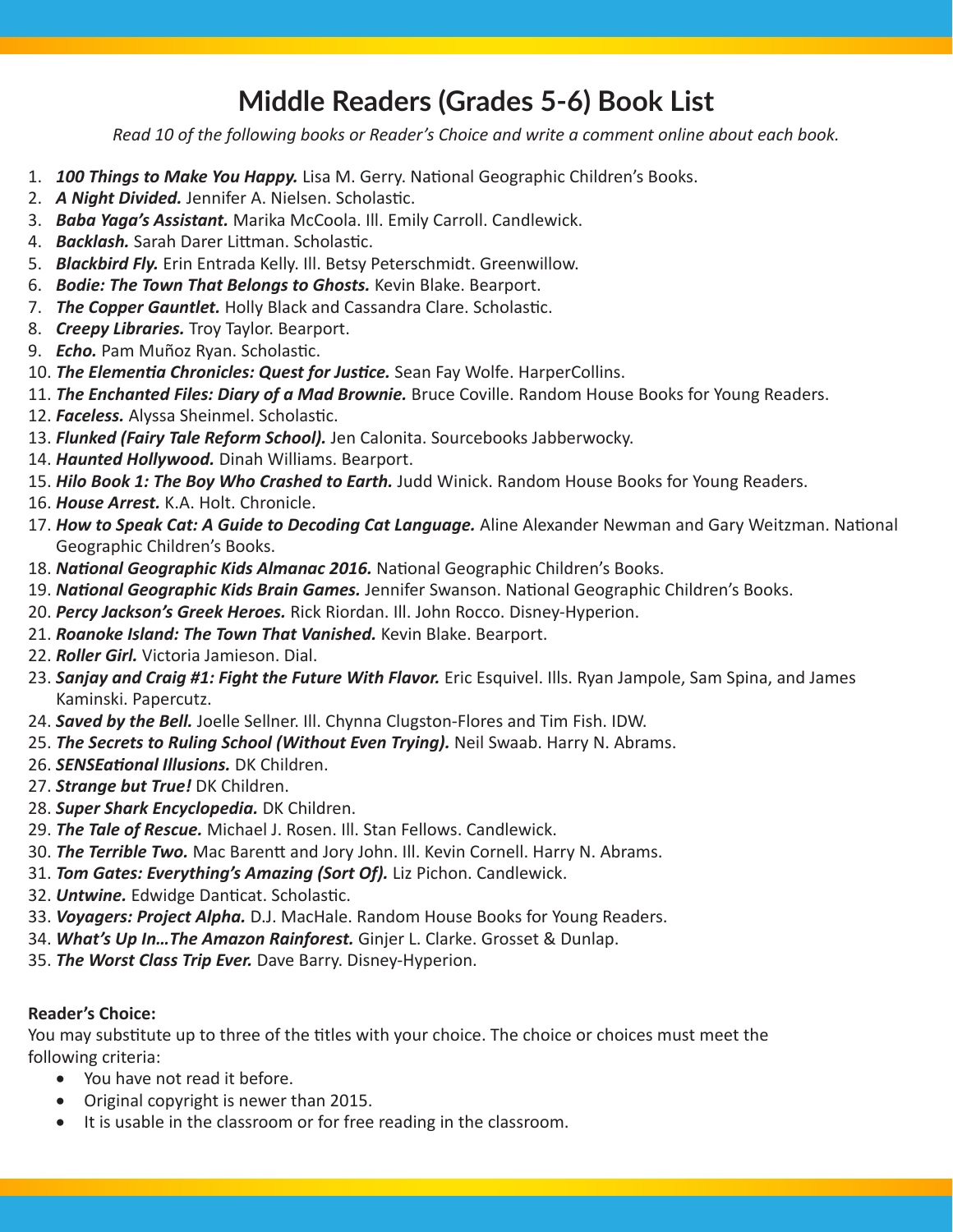# Middle Readers (Grades 5-6) Book List

*Read 10 of the following books or Reader's Choice and write a comment online about each book.*

1. ***100 Things to Make You Happy.*** Lisa M. Gerry. National Geographic Children's Books.
2. ***A Night Divided.*** Jennifer A. Nielsen. Scholastic.
3. ***Baba Yaga's Assistant.*** Marika McCoola. Ill. Emily Carroll. Candlewick.
4. ***Backlash.*** Sarah Darer Littman. Scholastic.
5. ***Blackbird Fly.*** Erin Entrada Kelly. Ill. Betsy Peterschmidt. Greenwillow.
6. ***Bodie: The Town That Belongs to Ghosts.*** Kevin Blake. Bearport.
7. ***The Copper Gauntlet.*** Holly Black and Cassandra Clare. Scholastic.
8. ***Creepy Libraries.*** Troy Taylor. Bearport.
9. ***Echo.*** Pam Muñoz Ryan. Scholastic.
10. ***The Elementia Chronicles: Quest for Justice.*** Sean Fay Wolfe. HarperCollins.
11. ***The Enchanted Files: Diary of a Mad Brownie.*** Bruce Coville. Random House Books for Young Readers.
12. ***Faceless.*** Alyssa Sheinmel. Scholastic.
13. ***Flunked (Fairy Tale Reform School).*** Jen Calonita. Sourcebooks Jabberwocky.
14. ***Haunted Hollywood.*** Dinah Williams. Bearport.
15. ***Hilo Book 1: The Boy Who Crashed to Earth.*** Judd Winick. Random House Books for Young Readers.
16. ***House Arrest.*** K.A. Holt. Chronicle.
17. ***How to Speak Cat: A Guide to Decoding Cat Language.*** Aline Alexander Newman and Gary Weitzman. National Geographic Children's Books.
18. ***National Geographic Kids Almanac 2016.*** National Geographic Children's Books.
19. ***National Geographic Kids Brain Games.*** Jennifer Swanson. National Geographic Children's Books.
20. ***Percy Jackson's Greek Heroes.*** Rick Riordan. Ill. John Rocco. Disney-Hyperion.
21. ***Roanoke Island: The Town That Vanished.*** Kevin Blake. Bearport.
22. ***Roller Girl.*** Victoria Jamieson. Dial.
23. ***Sanjay and Craig #1: Fight the Future With Flavor.*** Eric Esquivel. Ills. Ryan Jampole, Sam Spina, and James Kaminski. Papercutz.
24. ***Saved by the Bell.*** Joelle Sellner. Ill. Chynna Clugston-Flores and Tim Fish. IDW.
25. ***The Secrets to Ruling School (Without Even Trying).*** Neil Swaab. Harry N. Abrams.
26. ***SENSEational Illusions.*** DK Children.
27. ***Strange but True!*** DK Children.
28. ***Super Shark Encyclopedia.*** DK Children.
29. ***The Tale of Rescue.*** Michael J. Rosen. Ill. Stan Fellows. Candlewick.
30. ***The Terrible Two.*** Mac Barentt and Jory John. Ill. Kevin Cornell. Harry N. Abrams.
31. ***Tom Gates: Everything's Amazing (Sort Of).*** Liz Pichon. Candlewick.
32. ***Untwine.*** Edwidge Danticat. Scholastic.
33. ***Voyagers: Project Alpha.*** D.J. MacHale. Random House Books for Young Readers.
34. ***What's Up In…The Amazon Rainforest.*** Ginjer L. Clarke. Grosset & Dunlap.
35. ***The Worst Class Trip Ever.*** Dave Barry. Disney-Hyperion.

**Reader's Choice:**

You may substitute up to three of the titles with your choice. The choice or choices must meet the following criteria:

- You have not read it before.
- Original copyright is newer than 2015.
- It is usable in the classroom or for free reading in the classroom.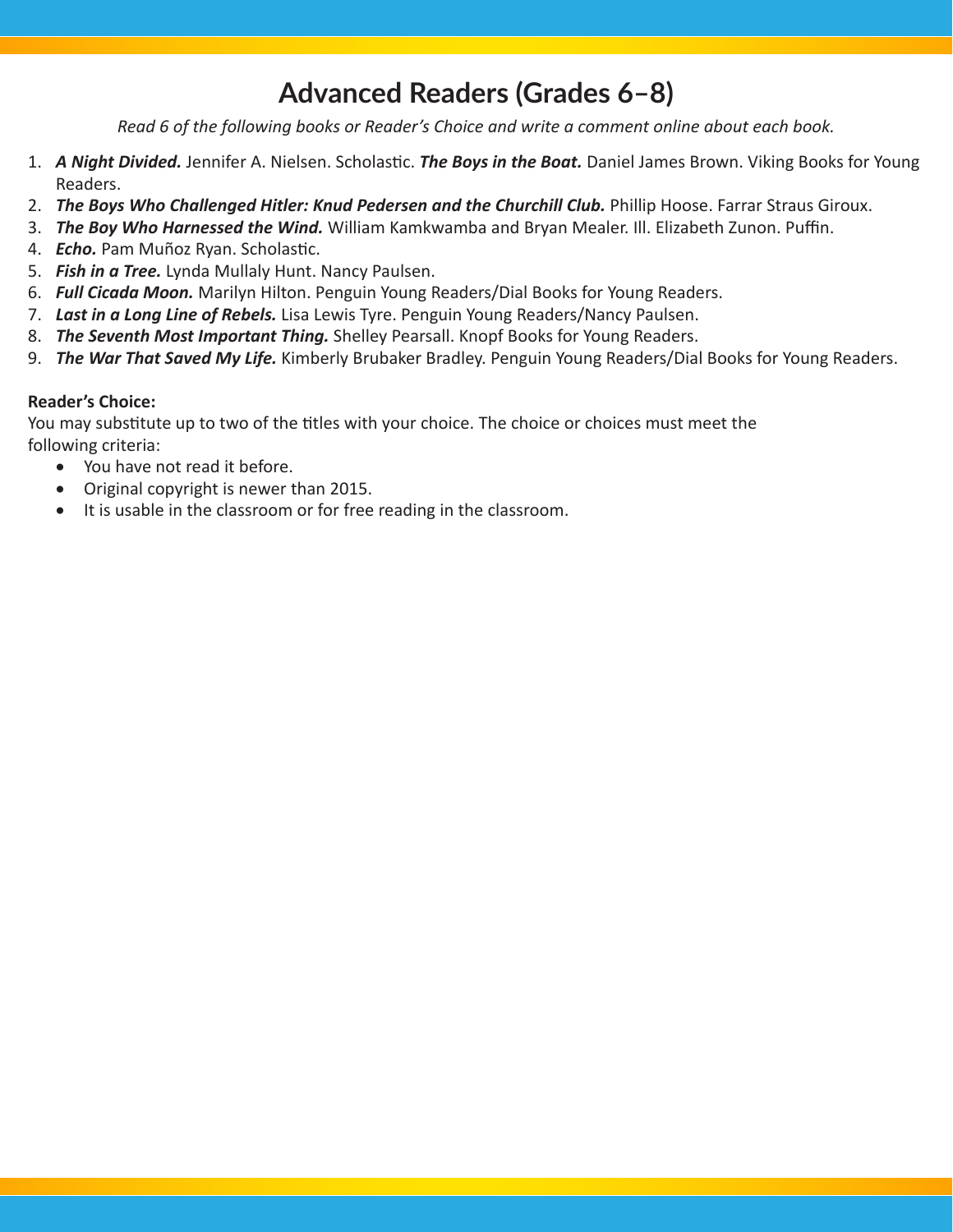# Advanced Readers (Grades 6–8)

*Read 6 of the following books or Reader's Choice and write a comment online about each book.*

1. ***A Night Divided.*** Jennifer A. Nielsen. Scholastic. ***The Boys in the Boat.*** Daniel James Brown. Viking Books for Young Readers.
2. ***The Boys Who Challenged Hitler: Knud Pedersen and the Churchill Club.*** Phillip Hoose. Farrar Straus Giroux.
3. ***The Boy Who Harnessed the Wind.*** William Kamkwamba and Bryan Mealer. Ill. Elizabeth Zunon. Puffin.
4. ***Echo.*** Pam Muñoz Ryan. Scholastic.
5. ***Fish in a Tree.*** Lynda Mullaly Hunt. Nancy Paulsen.
6. ***Full Cicada Moon.*** Marilyn Hilton. Penguin Young Readers/Dial Books for Young Readers.
7. ***Last in a Long Line of Rebels.*** Lisa Lewis Tyre. Penguin Young Readers/Nancy Paulsen.
8. ***The Seventh Most Important Thing.*** Shelley Pearsall. Knopf Books for Young Readers.
9. ***The War That Saved My Life.*** Kimberly Brubaker Bradley. Penguin Young Readers/Dial Books for Young Readers.

**Reader's Choice:**

You may substitute up to two of the titles with your choice. The choice or choices must meet the following criteria:

- You have not read it before.
- Original copyright is newer than 2015.
- It is usable in the classroom or for free reading in the classroom.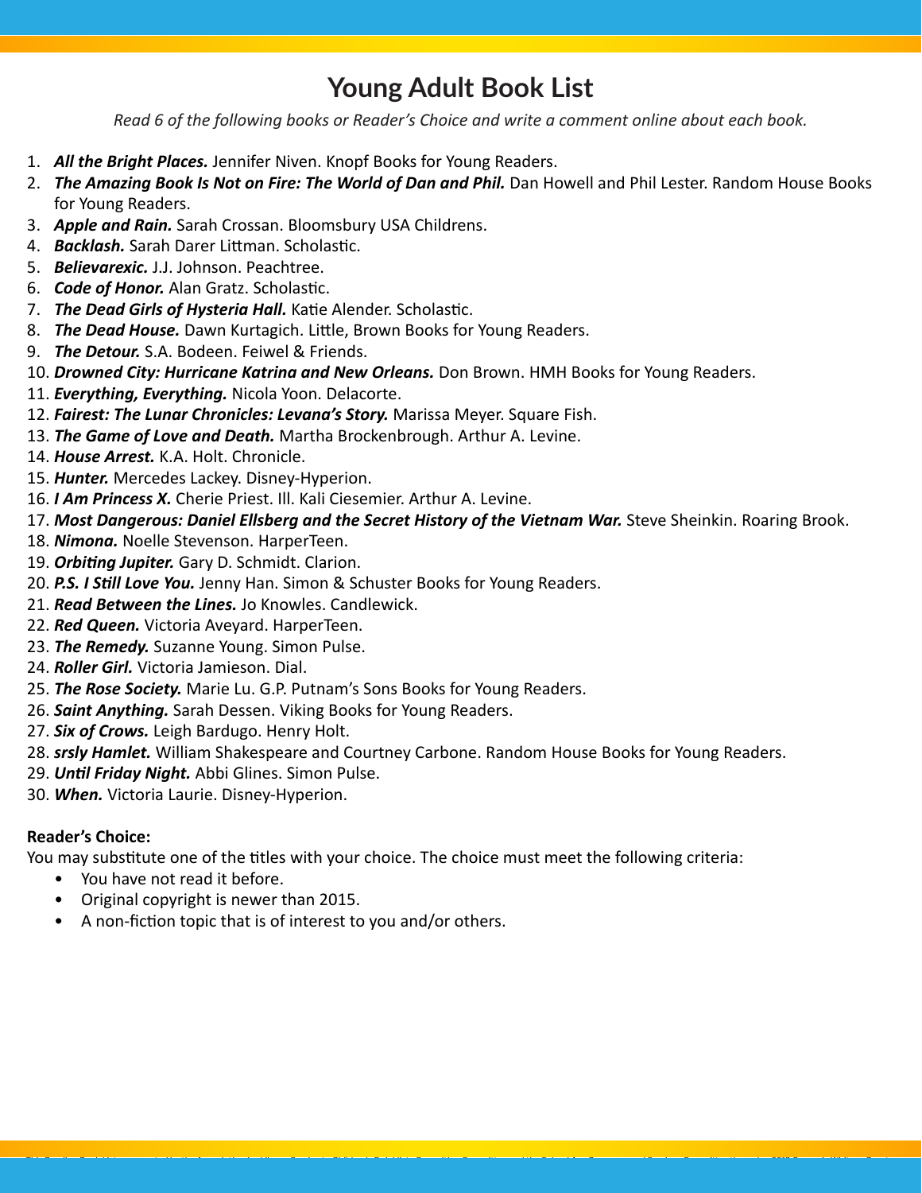# Young Adult Book List

*Read 6 of the following books or Reader's Choice and write a comment online about each book.*

1. ***All the Bright Places.*** Jennifer Niven. Knopf Books for Young Readers.
2. ***The Amazing Book Is Not on Fire: The World of Dan and Phil.*** Dan Howell and Phil Lester. Random House Books for Young Readers.
3. ***Apple and Rain.*** Sarah Crossan. Bloomsbury USA Childrens.
4. ***Backlash.*** Sarah Darer Littman. Scholastic.
5. ***Believarexic.*** J.J. Johnson. Peachtree.
6. ***Code of Honor.*** Alan Gratz. Scholastic.
7. ***The Dead Girls of Hysteria Hall.*** Katie Alender. Scholastic.
8. ***The Dead House.*** Dawn Kurtagich. Little, Brown Books for Young Readers.
9. ***The Detour.*** S.A. Bodeen. Feiwel & Friends.
10. ***Drowned City: Hurricane Katrina and New Orleans.*** Don Brown. HMH Books for Young Readers.
11. ***Everything, Everything.*** Nicola Yoon. Delacorte.
12. ***Fairest: The Lunar Chronicles: Levana's Story.*** Marissa Meyer. Square Fish.
13. ***The Game of Love and Death.*** Martha Brockenbrough. Arthur A. Levine.
14. ***House Arrest.*** K.A. Holt. Chronicle.
15. ***Hunter.*** Mercedes Lackey. Disney-Hyperion.
16. ***I Am Princess X.*** Cherie Priest. Ill. Kali Ciesemier. Arthur A. Levine.
17. ***Most Dangerous: Daniel Ellsberg and the Secret History of the Vietnam War.*** Steve Sheinkin. Roaring Brook.
18. ***Nimona.*** Noelle Stevenson. HarperTeen.
19. ***Orbiting Jupiter.*** Gary D. Schmidt. Clarion.
20. ***P.S. I Still Love You.*** Jenny Han. Simon & Schuster Books for Young Readers.
21. ***Read Between the Lines.*** Jo Knowles. Candlewick.
22. ***Red Queen.*** Victoria Aveyard. HarperTeen.
23. ***The Remedy.*** Suzanne Young. Simon Pulse.
24. ***Roller Girl.*** Victoria Jamieson. Dial.
25. ***The Rose Society.*** Marie Lu. G.P. Putnam's Sons Books for Young Readers.
26. ***Saint Anything.*** Sarah Dessen. Viking Books for Young Readers.
27. ***Six of Crows.*** Leigh Bardugo. Henry Holt.
28. ***srsly Hamlet.*** William Shakespeare and Courtney Carbone. Random House Books for Young Readers.
29. ***Until Friday Night.*** Abbi Glines. Simon Pulse.
30. ***When.*** Victoria Laurie. Disney-Hyperion.

**Reader's Choice:**

You may substitute one of the titles with your choice. The choice must meet the following criteria:

- You have not read it before.
- Original copyright is newer than 2015.
- A non-fiction topic that is of interest to you and/or others.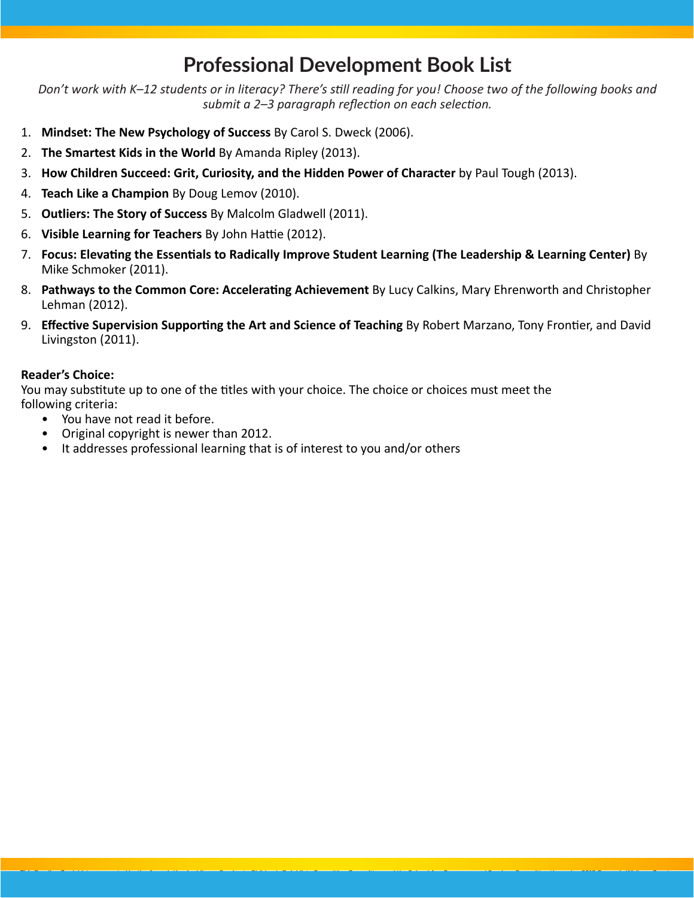# Professional Development Book List

*Don't work with K–12 students or in literacy? There's still reading for you! Choose two of the following books and submit a 2–3 paragraph reflection on each selection.*

1. **Mindset: The New Psychology of Success** By Carol S. Dweck (2006).
2. **The Smartest Kids in the World** By Amanda Ripley (2013).
3. **How Children Succeed: Grit, Curiosity, and the Hidden Power of Character** by Paul Tough (2013).
4. **Teach Like a Champion** By Doug Lemov (2010).
5. **Outliers: The Story of Success** By Malcolm Gladwell (2011).
6. **Visible Learning for Teachers** By John Hattie (2012).
7. **Focus: Elevating the Essentials to Radically Improve Student Learning (The Leadership & Learning Center)** By Mike Schmoker (2011).
8. **Pathways to the Common Core: Accelerating Achievement** By Lucy Calkins, Mary Ehrenworth and Christopher Lehman (2012).
9. **Effective Supervision Supporting the Art and Science of Teaching** By Robert Marzano, Tony Frontier, and David Livingston (2011).

**Reader's Choice:**
You may substitute up to one of the titles with your choice. The choice or choices must meet the following criteria:

- You have not read it before.
- Original copyright is newer than 2012.
- It addresses professional learning that is of interest to you and/or others